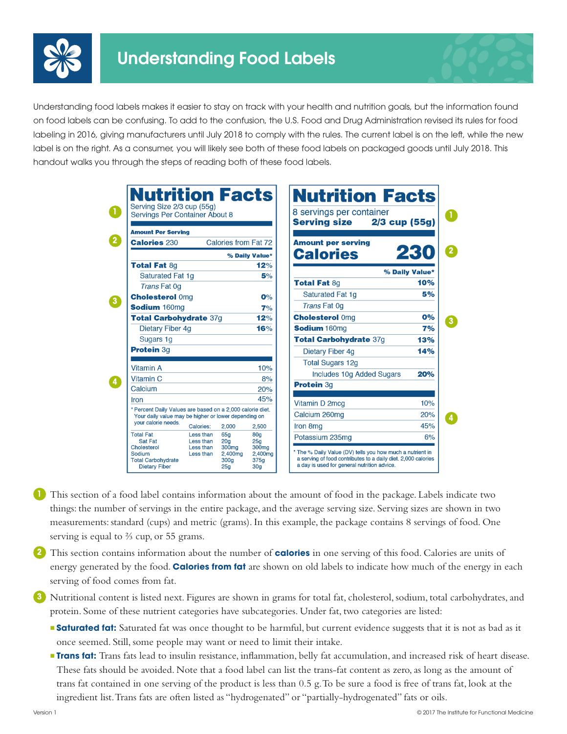# Understanding Food Labels

Understanding food labels makes it easier to stay on track with your health and nutrition goals, but the information found on food labels can be confusing. To add to the confusion, the U.S. Food and Drug Administration revised its rules for food labeling in 2016, giving manufacturers until July 2018 to comply with the rules. The current label is on the left, while the new label is on the right. As a consumer, you will likely see both of these food labels on packaged goods until July 2018. This handout walks you through the steps of reading both of these food labels.

**Nutrition Facts** (current label)

Serving Size 2/3 cup (55g)
Servings Per Container About 8

| Amount Per Serving | |
|---|---|
| **Calories** 230 | Calories from Fat 72 |
| | **% Daily Value*** |
| **Total Fat** 8g | **12%** |
| Saturated Fat 1g | **5%** |
| *Trans* Fat 0g | |
| **Cholesterol** 0mg | **0%** |
| **Sodium** 160mg | **7%** |
| **Total Carbohydrate** 37g | **12%** |
| Dietary Fiber 4g | **16%** |
| Sugars 1g | |
| **Protein** 3g | |
| Vitamin A | 10% |
| Vitamin C | 8% |
| Calcium | 20% |
| Iron | 45% |

\* Percent Daily Values are based on a 2,000 calorie diet. Your daily value may be higher or lower depending on your calorie needs.

| | Calories: | 2,000 | 2,500 |
|---|---|---|---|
| Total Fat | Less than | 65g | 80g |
| Sat Fat | Less than | 20g | 25g |
| Cholesterol | Less than | 300mg | 300mg |
| Sodium | Less than | 2,400mg | 2,400mg |
| Total Carbohydrate | | 300g | 375g |
| Dietary Fiber | | 25g | 30g |

**Nutrition Facts** (new label)

8 servings per container
**Serving size 2/3 cup (55g)**

| Amount per serving | |
|---|---|
| **Calories** | **230** |
| | **% Daily Value*** |
| **Total Fat** 8g | **10%** |
| Saturated Fat 1g | **5%** |
| *Trans* Fat 0g | |
| **Cholesterol** 0mg | **0%** |
| **Sodium** 160mg | **7%** |
| **Total Carbohydrate** 37g | **13%** |
| Dietary Fiber 4g | **14%** |
| Total Sugars 12g | |
| Includes 10g Added Sugars | **20%** |
| **Protein** 3g | |
| Vitamin D 2mcg | 10% |
| Calcium 260mg | 20% |
| Iron 8mg | 45% |
| Potassium 235mg | 6% |

\* The % Daily Value (DV) tells you how much a nutrient in a serving of food contributes to a daily diet. 2,000 calories a day is used for general nutrition advice.

1. This section of a food label contains information about the amount of food in the package. Labels indicate two things: the number of servings in the entire package, and the average serving size. Serving sizes are shown in two measurements: standard (cups) and metric (grams). In this example, the package contains 8 servings of food. One serving is equal to ⅔ cup, or 55 grams.

2. This section contains information about the number of **calories** in one serving of this food. Calories are units of energy generated by the food. **Calories from fat** are shown on old labels to indicate how much of the energy in each serving of food comes from fat.

3. Nutritional content is listed next. Figures are shown in grams for total fat, cholesterol, sodium, total carbohydrates, and protein. Some of these nutrient categories have subcategories. Under fat, two categories are listed:
   - **Saturated fat:** Saturated fat was once thought to be harmful, but current evidence suggests that it is not as bad as it once seemed. Still, some people may want or need to limit their intake.
   - **Trans fat:** Trans fats lead to insulin resistance, inflammation, belly fat accumulation, and increased risk of heart disease. These fats should be avoided. Note that a food label can list the trans-fat content as zero, as long as the amount of trans fat contained in one serving of the product is less than 0.5 g. To be sure a food is free of trans fat, look at the ingredient list. Trans fats are often listed as "hydrogenated" or "partially-hydrogenated" fats or oils.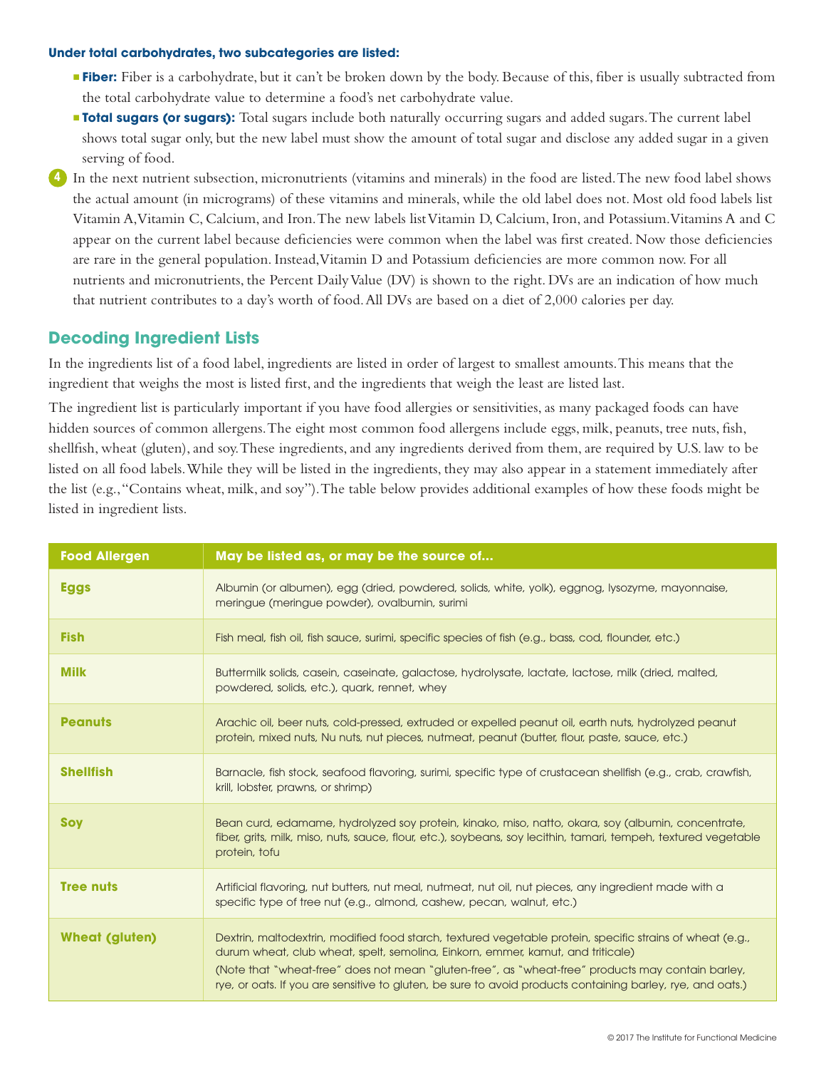**Under total carbohydrates, two subcategories are listed:**

- **Fiber:** Fiber is a carbohydrate, but it can't be broken down by the body. Because of this, fiber is usually subtracted from the total carbohydrate value to determine a food's net carbohydrate value.
- **Total sugars (or sugars):** Total sugars include both naturally occurring sugars and added sugars. The current label shows total sugar only, but the new label must show the amount of total sugar and disclose any added sugar in a given serving of food.

4. In the next nutrient subsection, micronutrients (vitamins and minerals) in the food are listed. The new food label shows the actual amount (in micrograms) of these vitamins and minerals, while the old label does not. Most old food labels list Vitamin A, Vitamin C, Calcium, and Iron. The new labels list Vitamin D, Calcium, Iron, and Potassium. Vitamins A and C appear on the current label because deficiencies were common when the label was first created. Now those deficiencies are rare in the general population. Instead, Vitamin D and Potassium deficiencies are more common now. For all nutrients and micronutrients, the Percent Daily Value (DV) is shown to the right. DVs are an indication of how much that nutrient contributes to a day's worth of food. All DVs are based on a diet of 2,000 calories per day.

## Decoding Ingredient Lists

In the ingredients list of a food label, ingredients are listed in order of largest to smallest amounts. This means that the ingredient that weighs the most is listed first, and the ingredients that weigh the least are listed last.

The ingredient list is particularly important if you have food allergies or sensitivities, as many packaged foods can have hidden sources of common allergens. The eight most common food allergens include eggs, milk, peanuts, tree nuts, fish, shellfish, wheat (gluten), and soy. These ingredients, and any ingredients derived from them, are required by U.S. law to be listed on all food labels. While they will be listed in the ingredients, they may also appear in a statement immediately after the list (e.g., "Contains wheat, milk, and soy"). The table below provides additional examples of how these foods might be listed in ingredient lists.

| Food Allergen | May be listed as, or may be the source of... |
|---|---|
| **Eggs** | Albumin (or albumen), egg (dried, powdered, solids, white, yolk), eggnog, lysozyme, mayonnaise, meringue (meringue powder), ovalbumin, surimi |
| **Fish** | Fish meal, fish oil, fish sauce, surimi, specific species of fish (e.g., bass, cod, flounder, etc.) |
| **Milk** | Buttermilk solids, casein, caseinate, galactose, hydrolysate, lactate, lactose, milk (dried, malted, powdered, solids, etc.), quark, rennet, whey |
| **Peanuts** | Arachic oil, beer nuts, cold-pressed, extruded or expelled peanut oil, earth nuts, hydrolyzed peanut protein, mixed nuts, Nu nuts, nut pieces, nutmeat, peanut (butter, flour, paste, sauce, etc.) |
| **Shellfish** | Barnacle, fish stock, seafood flavoring, surimi, specific type of crustacean shellfish (e.g., crab, crawfish, krill, lobster, prawns, or shrimp) |
| **Soy** | Bean curd, edamame, hydrolyzed soy protein, kinako, miso, natto, okara, soy (albumin, concentrate, fiber, grits, milk, miso, nuts, sauce, flour, etc.), soybeans, soy lecithin, tamari, tempeh, textured vegetable protein, tofu |
| **Tree nuts** | Artificial flavoring, nut butters, nut meal, nutmeat, nut oil, nut pieces, any ingredient made with a specific type of tree nut (e.g., almond, cashew, pecan, walnut, etc.) |
| **Wheat (gluten)** | Dextrin, maltodextrin, modified food starch, textured vegetable protein, specific strains of wheat (e.g., durum wheat, club wheat, spelt, semolina, Einkorn, emmer, kamut, and triticale) (Note that "wheat-free" does not mean "gluten-free", as "wheat-free" products may contain barley, rye, or oats. If you are sensitive to gluten, be sure to avoid products containing barley, rye, and oats.) |

© 2017 The Institute for Functional Medicine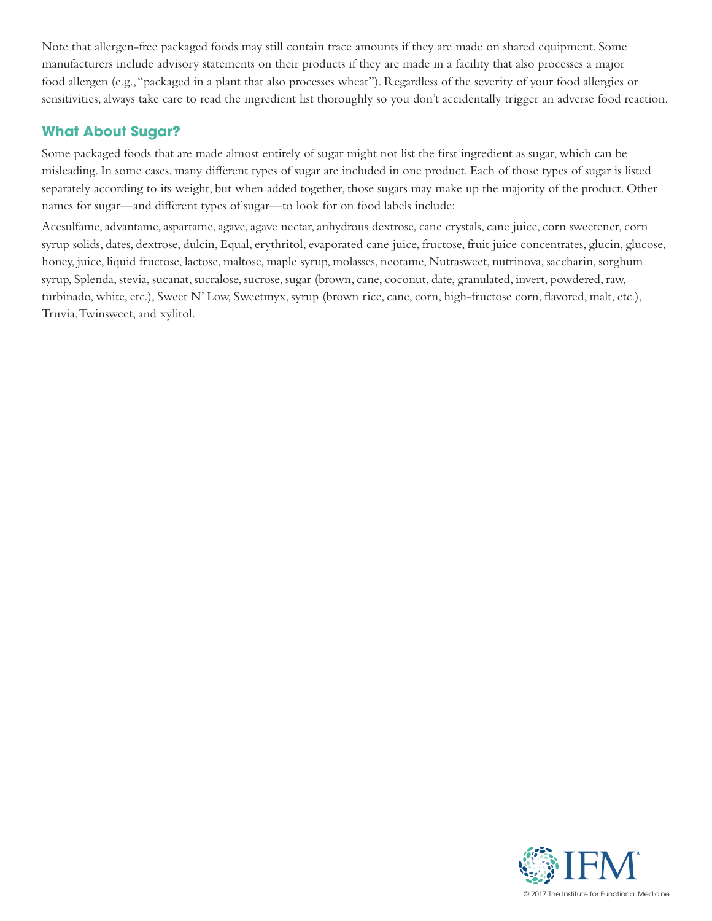Note that allergen-free packaged foods may still contain trace amounts if they are made on shared equipment. Some manufacturers include advisory statements on their products if they are made in a facility that also processes a major food allergen (e.g., "packaged in a plant that also processes wheat"). Regardless of the severity of your food allergies or sensitivities, always take care to read the ingredient list thoroughly so you don't accidentally trigger an adverse food reaction.

## What About Sugar?

Some packaged foods that are made almost entirely of sugar might not list the first ingredient as sugar, which can be misleading. In some cases, many different types of sugar are included in one product. Each of those types of sugar is listed separately according to its weight, but when added together, those sugars may make up the majority of the product. Other names for sugar—and different types of sugar—to look for on food labels include:

Acesulfame, advantame, aspartame, agave, agave nectar, anhydrous dextrose, cane crystals, cane juice, corn sweetener, corn syrup solids, dates, dextrose, dulcin, Equal, erythritol, evaporated cane juice, fructose, fruit juice concentrates, glucin, glucose, honey, juice, liquid fructose, lactose, maltose, maple syrup, molasses, neotame, Nutrasweet, nutrinova, saccharin, sorghum syrup, Splenda, stevia, sucanat, sucralose, sucrose, sugar (brown, cane, coconut, date, granulated, invert, powdered, raw, turbinado, white, etc.), Sweet N' Low, Sweetmyx, syrup (brown rice, cane, corn, high-fructose corn, flavored, malt, etc.), Truvia, Twinsweet, and xylitol.

© 2017 The Institute for Functional Medicine